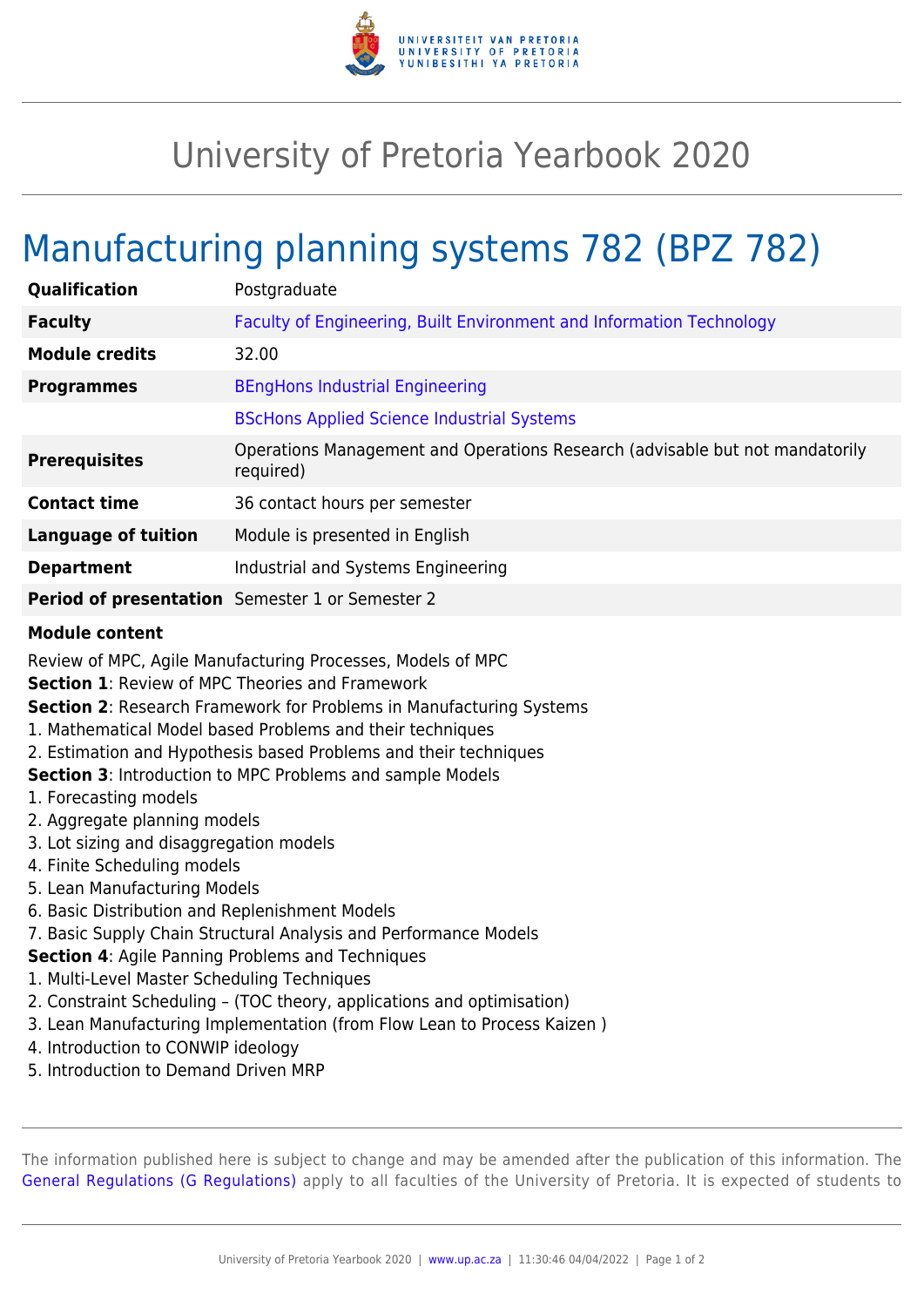# University of Pretoria Yearbook 2020

## Manufacturing planning systems 782 (BPZ 782)

| | |
|---|---|
| **Qualification** | Postgraduate |
| **Faculty** | Faculty of Engineering, Built Environment and Information Technology |
| **Module credits** | 32.00 |
| **Programmes** | BEngHons Industrial Engineering |
| | BScHons Applied Science Industrial Systems |
| **Prerequisites** | Operations Management and Operations Research (advisable but not mandatorily required) |
| **Contact time** | 36 contact hours per semester |
| **Language of tuition** | Module is presented in English |
| **Department** | Industrial and Systems Engineering |
| **Period of presentation** | Semester 1 or Semester 2 |

**Module content**

Review of MPC, Agile Manufacturing Processes, Models of MPC

**Section 1**: Review of MPC Theories and Framework

**Section 2**: Research Framework for Problems in Manufacturing Systems

1. Mathematical Model based Problems and their techniques
2. Estimation and Hypothesis based Problems and their techniques

**Section 3**: Introduction to MPC Problems and sample Models

1. Forecasting models
2. Aggregate planning models
3. Lot sizing and disaggregation models
4. Finite Scheduling models
5. Lean Manufacturing Models
6. Basic Distribution and Replenishment Models
7. Basic Supply Chain Structural Analysis and Performance Models

**Section 4**: Agile Panning Problems and Techniques

1. Multi-Level Master Scheduling Techniques
2. Constraint Scheduling – (TOC theory, applications and optimisation)
3. Lean Manufacturing Implementation (from Flow Lean to Process Kaizen )
4. Introduction to CONWIP ideology
5. Introduction to Demand Driven MRP

The information published here is subject to change and may be amended after the publication of this information. The General Regulations (G Regulations) apply to all faculties of the University of Pretoria. It is expected of students to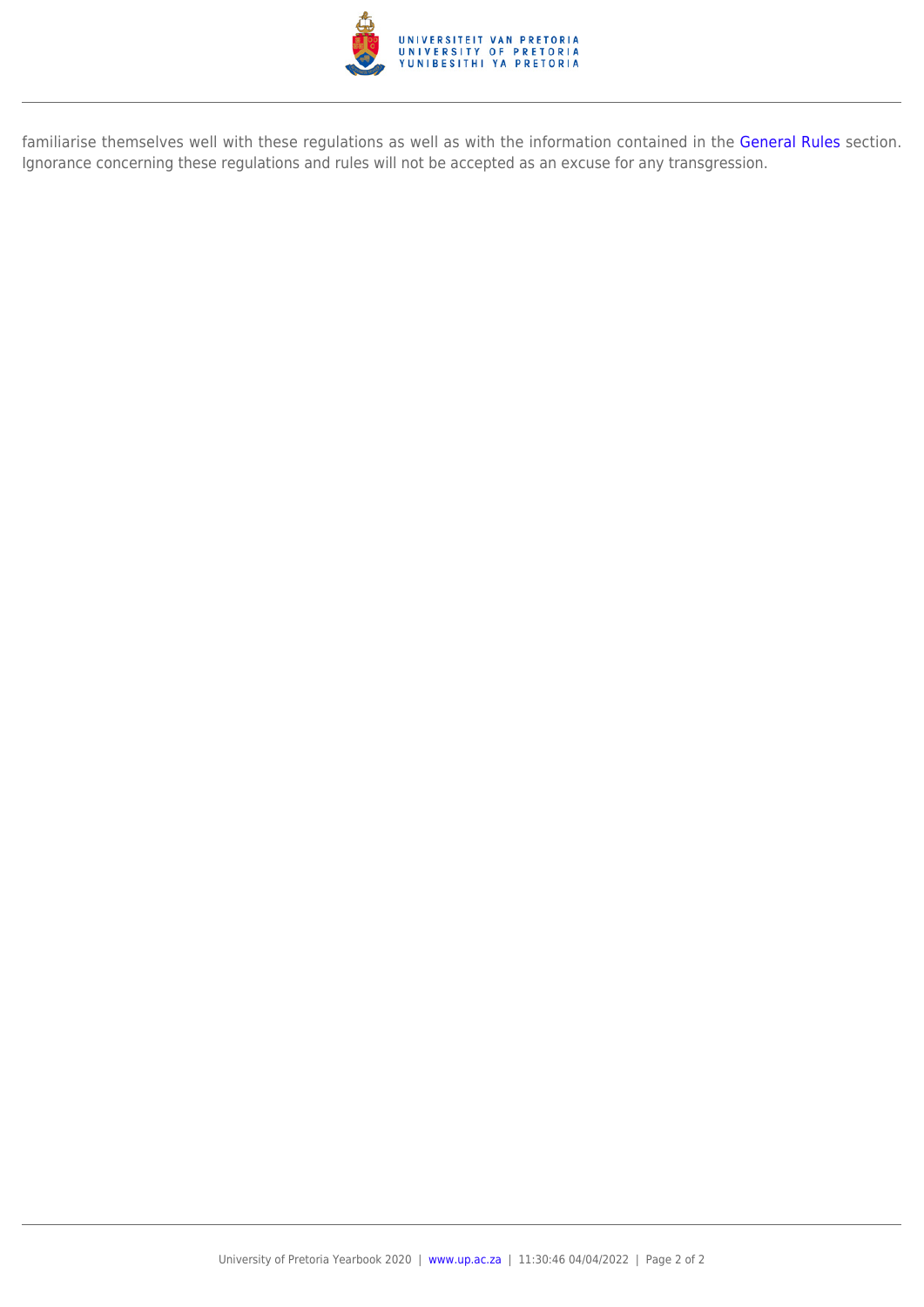familiarise themselves well with these regulations as well as with the information contained in the General Rules section. Ignorance concerning these regulations and rules will not be accepted as an excuse for any transgression.